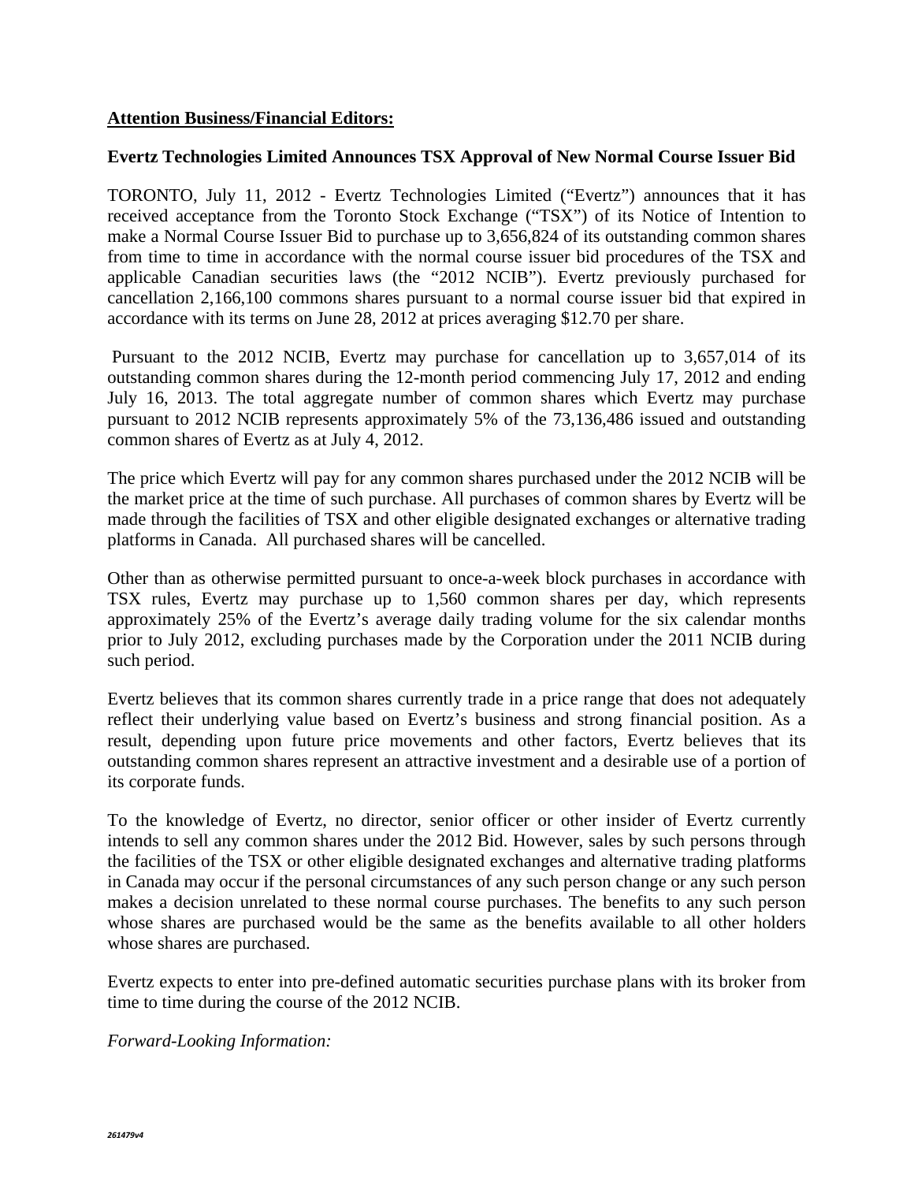**Attention Business/Financial Editors:**

**Evertz Technologies Limited Announces TSX Approval of New Normal Course Issuer Bid**

TORONTO, July 11, 2012 - Evertz Technologies Limited ("Evertz") announces that it has received acceptance from the Toronto Stock Exchange ("TSX") of its Notice of Intention to make a Normal Course Issuer Bid to purchase up to 3,656,824 of its outstanding common shares from time to time in accordance with the normal course issuer bid procedures of the TSX and applicable Canadian securities laws (the "2012 NCIB"). Evertz previously purchased for cancellation 2,166,100 commons shares pursuant to a normal course issuer bid that expired in accordance with its terms on June 28, 2012 at prices averaging $12.70 per share.

Pursuant to the 2012 NCIB, Evertz may purchase for cancellation up to 3,657,014 of its outstanding common shares during the 12-month period commencing July 17, 2012 and ending July 16, 2013. The total aggregate number of common shares which Evertz may purchase pursuant to 2012 NCIB represents approximately 5% of the 73,136,486 issued and outstanding common shares of Evertz as at July 4, 2012.

The price which Evertz will pay for any common shares purchased under the 2012 NCIB will be the market price at the time of such purchase. All purchases of common shares by Evertz will be made through the facilities of TSX and other eligible designated exchanges or alternative trading platforms in Canada. All purchased shares will be cancelled.

Other than as otherwise permitted pursuant to once-a-week block purchases in accordance with TSX rules, Evertz may purchase up to 1,560 common shares per day, which represents approximately 25% of the Evertz's average daily trading volume for the six calendar months prior to July 2012, excluding purchases made by the Corporation under the 2011 NCIB during such period.

Evertz believes that its common shares currently trade in a price range that does not adequately reflect their underlying value based on Evertz's business and strong financial position. As a result, depending upon future price movements and other factors, Evertz believes that its outstanding common shares represent an attractive investment and a desirable use of a portion of its corporate funds.

To the knowledge of Evertz, no director, senior officer or other insider of Evertz currently intends to sell any common shares under the 2012 Bid. However, sales by such persons through the facilities of the TSX or other eligible designated exchanges and alternative trading platforms in Canada may occur if the personal circumstances of any such person change or any such person makes a decision unrelated to these normal course purchases. The benefits to any such person whose shares are purchased would be the same as the benefits available to all other holders whose shares are purchased.

Evertz expects to enter into pre-defined automatic securities purchase plans with its broker from time to time during the course of the 2012 NCIB.

*Forward-Looking Information:*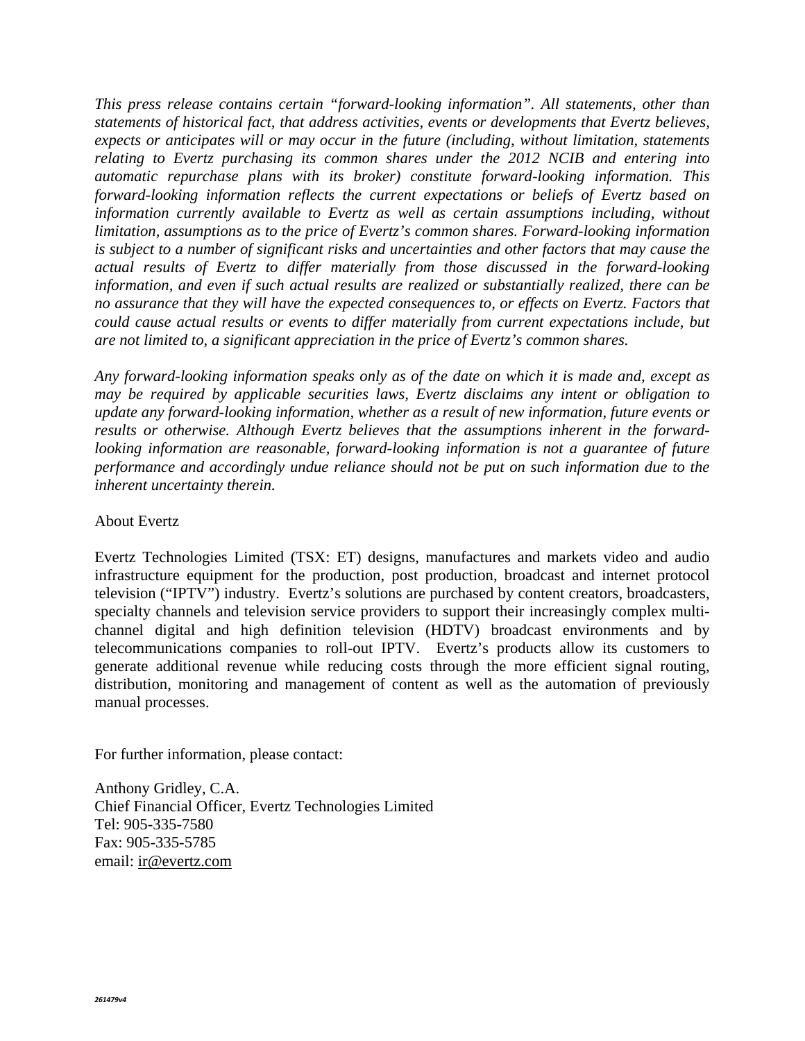*This press release contains certain "forward-looking information". All statements, other than statements of historical fact, that address activities, events or developments that Evertz believes, expects or anticipates will or may occur in the future (including, without limitation, statements relating to Evertz purchasing its common shares under the 2012 NCIB and entering into automatic repurchase plans with its broker) constitute forward-looking information. This forward-looking information reflects the current expectations or beliefs of Evertz based on information currently available to Evertz as well as certain assumptions including, without limitation, assumptions as to the price of Evertz's common shares. Forward-looking information is subject to a number of significant risks and uncertainties and other factors that may cause the actual results of Evertz to differ materially from those discussed in the forward-looking information, and even if such actual results are realized or substantially realized, there can be no assurance that they will have the expected consequences to, or effects on Evertz. Factors that could cause actual results or events to differ materially from current expectations include, but are not limited to, a significant appreciation in the price of Evertz's common shares.*

*Any forward-looking information speaks only as of the date on which it is made and, except as may be required by applicable securities laws, Evertz disclaims any intent or obligation to update any forward-looking information, whether as a result of new information, future events or results or otherwise. Although Evertz believes that the assumptions inherent in the forward-looking information are reasonable, forward-looking information is not a guarantee of future performance and accordingly undue reliance should not be put on such information due to the inherent uncertainty therein.*

About Evertz

Evertz Technologies Limited (TSX: ET) designs, manufactures and markets video and audio infrastructure equipment for the production, post production, broadcast and internet protocol television ("IPTV") industry. Evertz's solutions are purchased by content creators, broadcasters, specialty channels and television service providers to support their increasingly complex multi-channel digital and high definition television (HDTV) broadcast environments and by telecommunications companies to roll-out IPTV. Evertz's products allow its customers to generate additional revenue while reducing costs through the more efficient signal routing, distribution, monitoring and management of content as well as the automation of previously manual processes.

For further information, please contact:

Anthony Gridley, C.A.
Chief Financial Officer, Evertz Technologies Limited
Tel: 905-335-7580
Fax: 905-335-5785
email: ir@evertz.com

*261479v4*